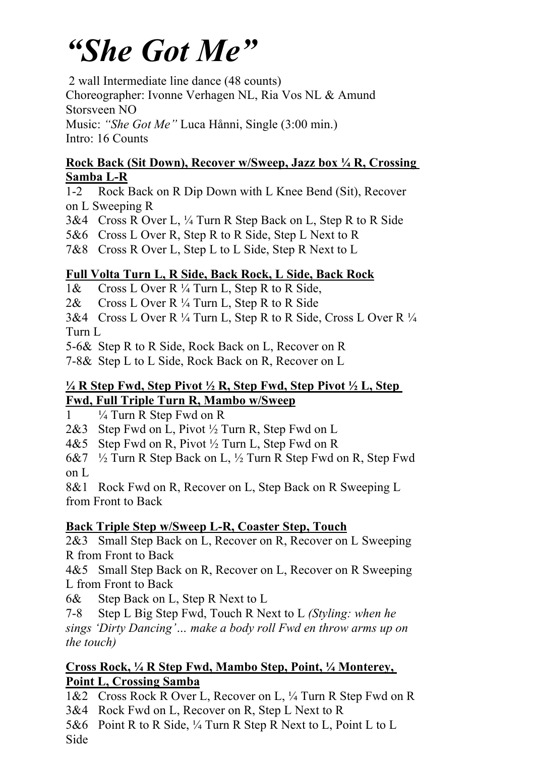# *"She Got Me"*

2 wall Intermediate line dance (48 counts)
Choreographer: Ivonne Verhagen NL, Ria Vos NL & Amund Storsveen NO
Music: *"She Got Me"* Luca Hånni, Single (3:00 min.)
Intro: 16 Counts

**Rock Back (Sit Down), Recover w/Sweep, Jazz box ¼ R, Crossing Samba L-R**

1-2 Rock Back on R Dip Down with L Knee Bend (Sit), Recover on L Sweeping R
3&4 Cross R Over L, ¼ Turn R Step Back on L, Step R to R Side
5&6 Cross L Over R, Step R to R Side, Step L Next to R
7&8 Cross R Over L, Step L to L Side, Step R Next to L

**Full Volta Turn L, R Side, Back Rock, L Side, Back Rock**

1& Cross L Over R ¼ Turn L, Step R to R Side,
2& Cross L Over R ¼ Turn L, Step R to R Side
3&4 Cross L Over R ¼ Turn L, Step R to R Side, Cross L Over R ¼ Turn L
5-6& Step R to R Side, Rock Back on L, Recover on R
7-8& Step L to L Side, Rock Back on R, Recover on L

**¼ R Step Fwd, Step Pivot ½ R, Step Fwd, Step Pivot ½ L, Step Fwd, Full Triple Turn R, Mambo w/Sweep**

1 ¼ Turn R Step Fwd on R
2&3 Step Fwd on L, Pivot ½ Turn R, Step Fwd on L
4&5 Step Fwd on R, Pivot ½ Turn L, Step Fwd on R
6&7 ½ Turn R Step Back on L, ½ Turn R Step Fwd on R, Step Fwd on L
8&1 Rock Fwd on R, Recover on L, Step Back on R Sweeping L from Front to Back

**Back Triple Step w/Sweep L-R, Coaster Step, Touch**

2&3 Small Step Back on L, Recover on R, Recover on L Sweeping R from Front to Back
4&5 Small Step Back on R, Recover on L, Recover on R Sweeping L from Front to Back
6& Step Back on L, Step R Next to L
7-8 Step L Big Step Fwd, Touch R Next to L *(Styling: when he sings 'Dirty Dancing'… make a body roll Fwd en throw arms up on the touch)*

**Cross Rock, ¼ R Step Fwd, Mambo Step, Point, ¼ Monterey, Point L, Crossing Samba**

1&2 Cross Rock R Over L, Recover on L, ¼ Turn R Step Fwd on R
3&4 Rock Fwd on L, Recover on R, Step L Next to R
5&6 Point R to R Side, ¼ Turn R Step R Next to L, Point L to L Side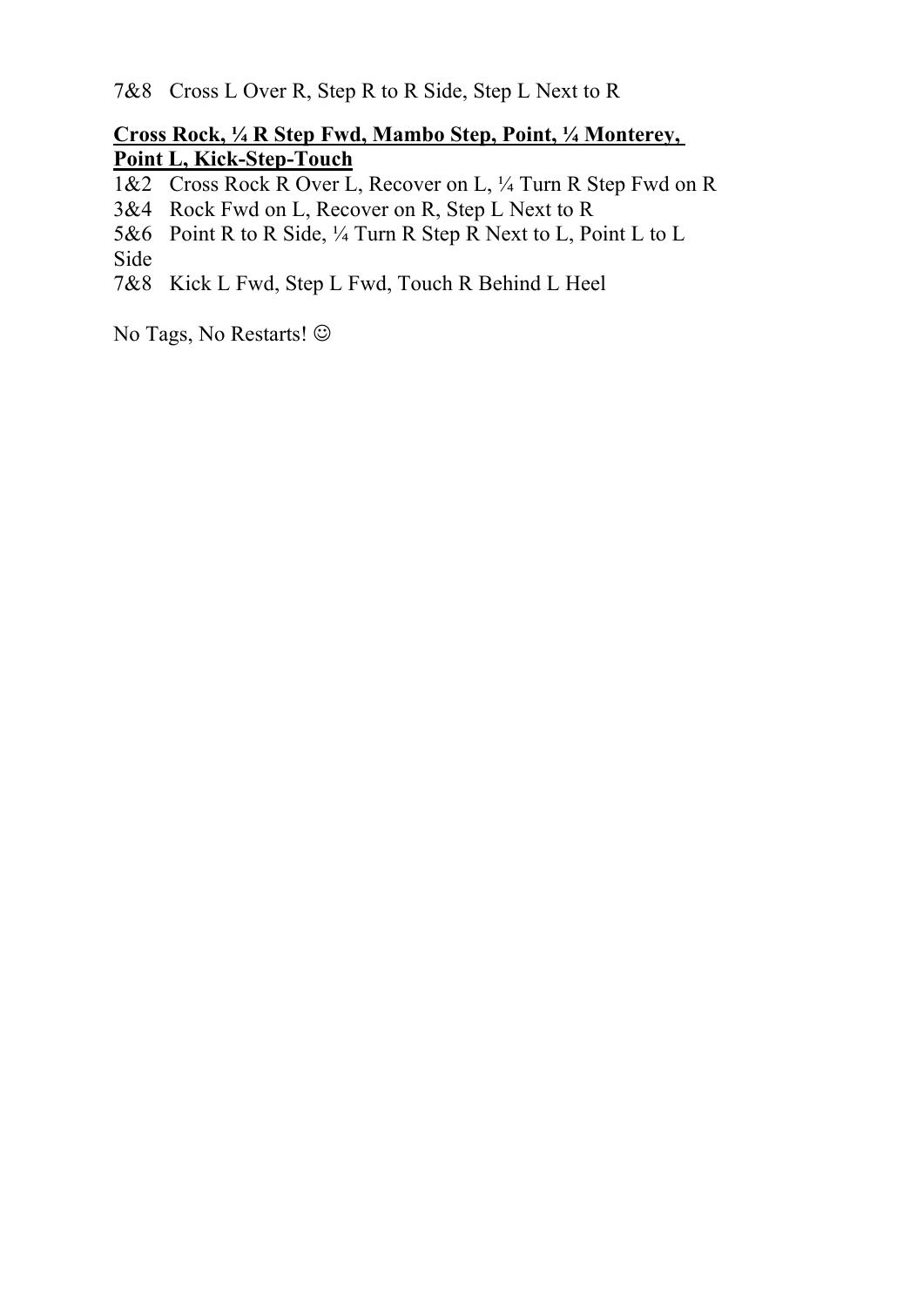7&8 Cross L Over R, Step R to R Side, Step L Next to R

**Cross Rock, ¼ R Step Fwd, Mambo Step, Point, ¼ Monterey, Point L, Kick-Step-Touch**

1&2 Cross Rock R Over L, Recover on L, ¼ Turn R Step Fwd on R
3&4 Rock Fwd on L, Recover on R, Step L Next to R
5&6 Point R to R Side, ¼ Turn R Step R Next to L, Point L to L Side
7&8 Kick L Fwd, Step L Fwd, Touch R Behind L Heel

No Tags, No Restarts! ☺